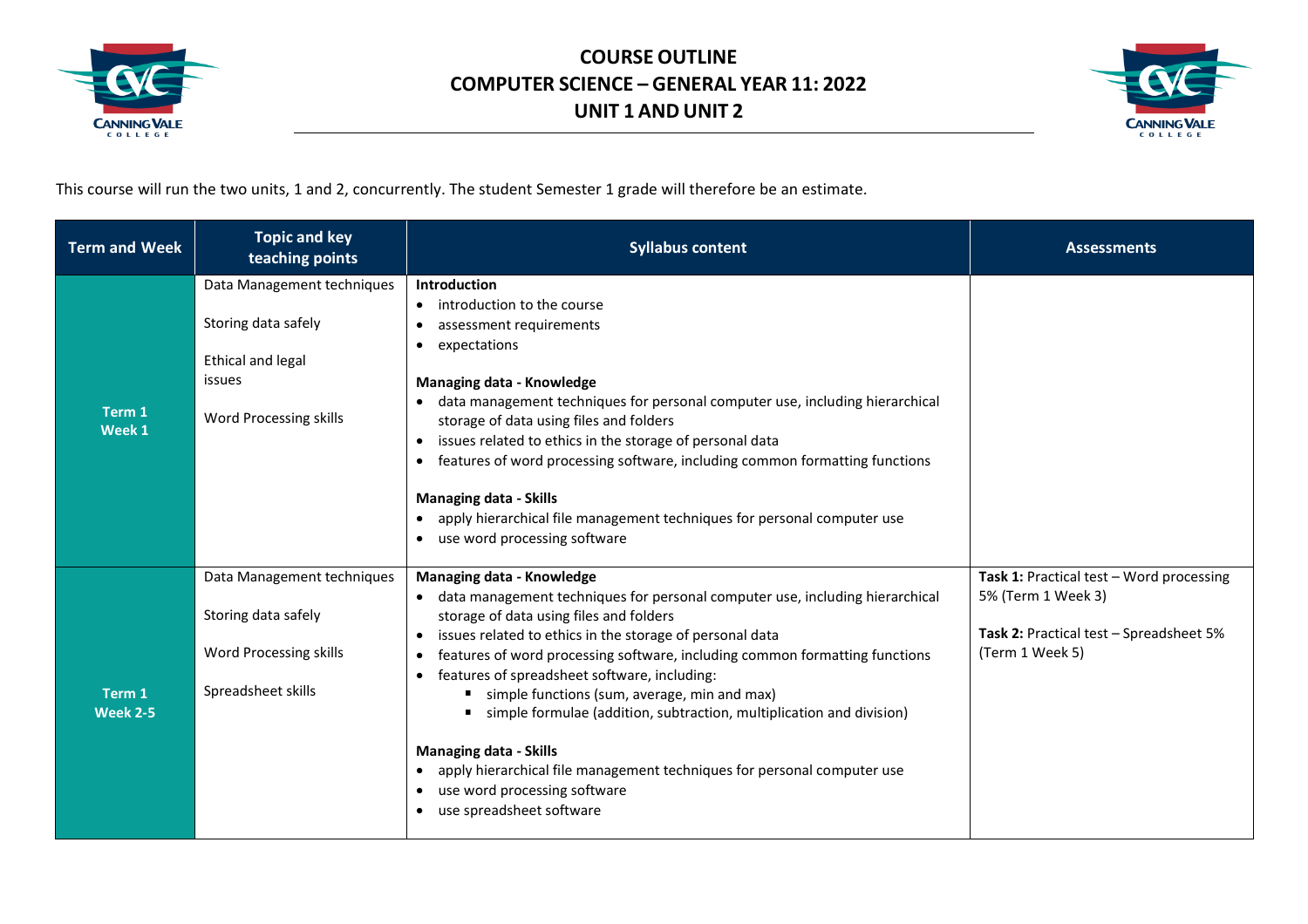# COURSE OUTLINE
# COMPUTER SCIENCE – GENERAL YEAR 11: 2022
# UNIT 1 AND UNIT 2

This course will run the two units, 1 and 2, concurrently. The student Semester 1 grade will therefore be an estimate.

| Term and Week | Topic and key teaching points | Syllabus content | Assessments |
|---|---|---|---|
| **Term 1 Week 1** | Data Management techniques<br><br>Storing data safely<br><br>Ethical and legal issues<br><br>Word Processing skills | **Introduction**<br>• introduction to the course<br>• assessment requirements<br>• expectations<br><br>**Managing data - Knowledge**<br>• data management techniques for personal computer use, including hierarchical storage of data using files and folders<br>• issues related to ethics in the storage of personal data<br>• features of word processing software, including common formatting functions<br><br>**Managing data - Skills**<br>• apply hierarchical file management techniques for personal computer use<br>• use word processing software | |
| **Term 1 Week 2-5** | Data Management techniques<br><br>Storing data safely<br><br>Word Processing skills<br><br>Spreadsheet skills | **Managing data - Knowledge**<br>• data management techniques for personal computer use, including hierarchical storage of data using files and folders<br>• issues related to ethics in the storage of personal data<br>• features of word processing software, including common formatting functions<br>• features of spreadsheet software, including:<br>&nbsp;&nbsp;▪ simple functions (sum, average, min and max)<br>&nbsp;&nbsp;▪ simple formulae (addition, subtraction, multiplication and division)<br><br>**Managing data - Skills**<br>• apply hierarchical file management techniques for personal computer use<br>• use word processing software<br>• use spreadsheet software | **Task 1:** Practical test – Word processing 5% (Term 1 Week 3)<br><br>**Task 2:** Practical test – Spreadsheet 5% (Term 1 Week 5) |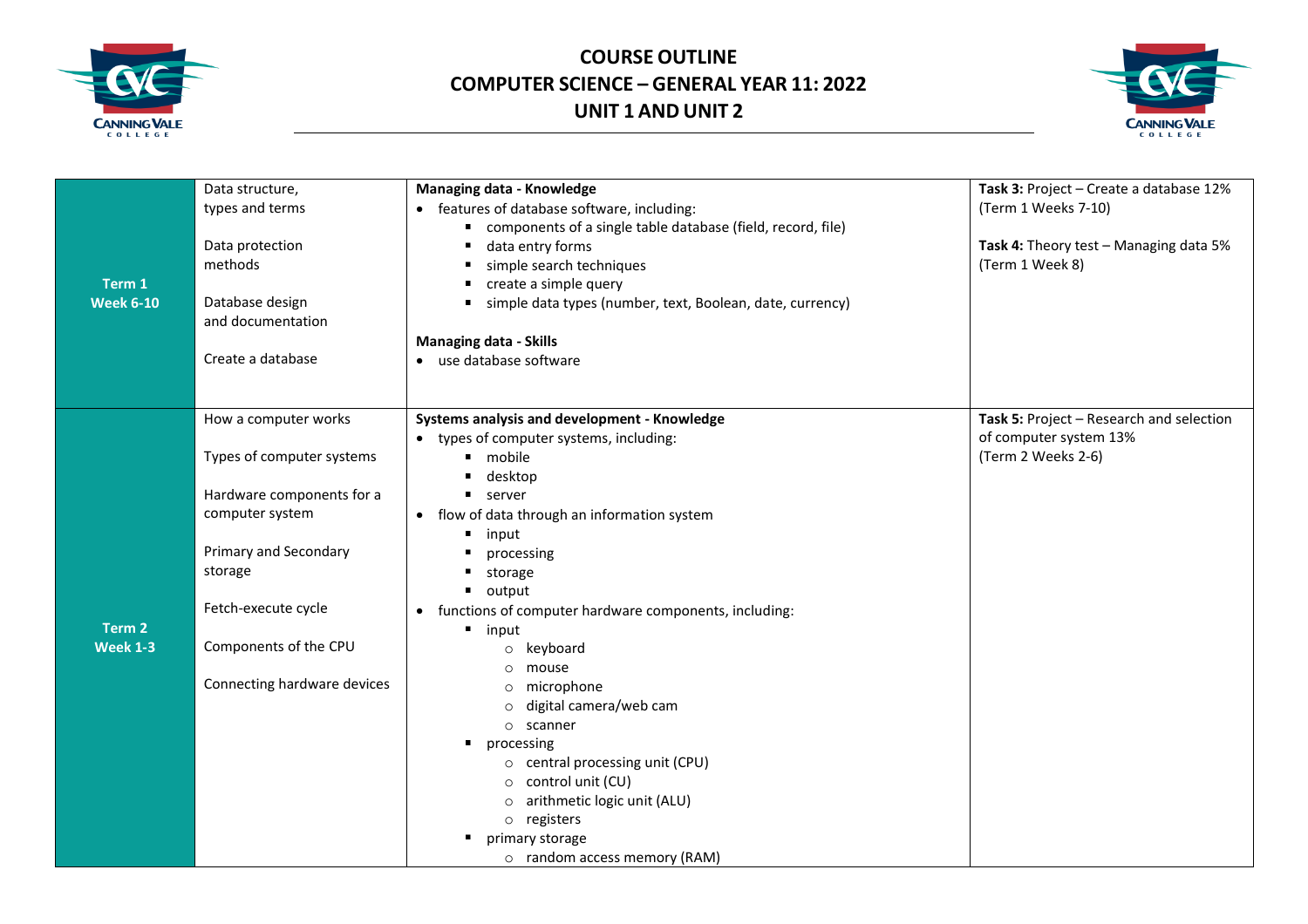# COURSE OUTLINE
# COMPUTER SCIENCE – GENERAL YEAR 11: 2022
# UNIT 1 AND UNIT 2

| | | | |
|---|---|---|---|
| **Term 1 Week 6-10** | Data structure, types and terms<br><br>Data protection methods<br><br>Database design and documentation<br><br>Create a database | **Managing data - Knowledge**<br>• features of database software, including:<br>&nbsp;&nbsp;▪ components of a single table database (field, record, file)<br>&nbsp;&nbsp;▪ data entry forms<br>&nbsp;&nbsp;▪ simple search techniques<br>&nbsp;&nbsp;▪ create a simple query<br>&nbsp;&nbsp;▪ simple data types (number, text, Boolean, date, currency)<br><br>**Managing data - Skills**<br>• use database software | **Task 3:** Project – Create a database 12% (Term 1 Weeks 7-10)<br><br>**Task 4:** Theory test – Managing data 5% (Term 1 Week 8) |
| **Term 2 Week 1-3** | How a computer works<br><br>Types of computer systems<br><br>Hardware components for a computer system<br><br>Primary and Secondary storage<br><br>Fetch-execute cycle<br><br>Components of the CPU<br><br>Connecting hardware devices | **Systems analysis and development - Knowledge**<br>• types of computer systems, including:<br>&nbsp;&nbsp;▪ mobile<br>&nbsp;&nbsp;▪ desktop<br>&nbsp;&nbsp;▪ server<br>• flow of data through an information system<br>&nbsp;&nbsp;▪ input<br>&nbsp;&nbsp;▪ processing<br>&nbsp;&nbsp;▪ storage<br>&nbsp;&nbsp;▪ output<br>• functions of computer hardware components, including:<br>&nbsp;&nbsp;▪ input<br>&nbsp;&nbsp;&nbsp;&nbsp;○ keyboard<br>&nbsp;&nbsp;&nbsp;&nbsp;○ mouse<br>&nbsp;&nbsp;&nbsp;&nbsp;○ microphone<br>&nbsp;&nbsp;&nbsp;&nbsp;○ digital camera/web cam<br>&nbsp;&nbsp;&nbsp;&nbsp;○ scanner<br>&nbsp;&nbsp;▪ processing<br>&nbsp;&nbsp;&nbsp;&nbsp;○ central processing unit (CPU)<br>&nbsp;&nbsp;&nbsp;&nbsp;○ control unit (CU)<br>&nbsp;&nbsp;&nbsp;&nbsp;○ arithmetic logic unit (ALU)<br>&nbsp;&nbsp;&nbsp;&nbsp;○ registers<br>&nbsp;&nbsp;▪ primary storage<br>&nbsp;&nbsp;&nbsp;&nbsp;○ random access memory (RAM) | **Task 5:** Project – Research and selection of computer system 13% (Term 2 Weeks 2-6) |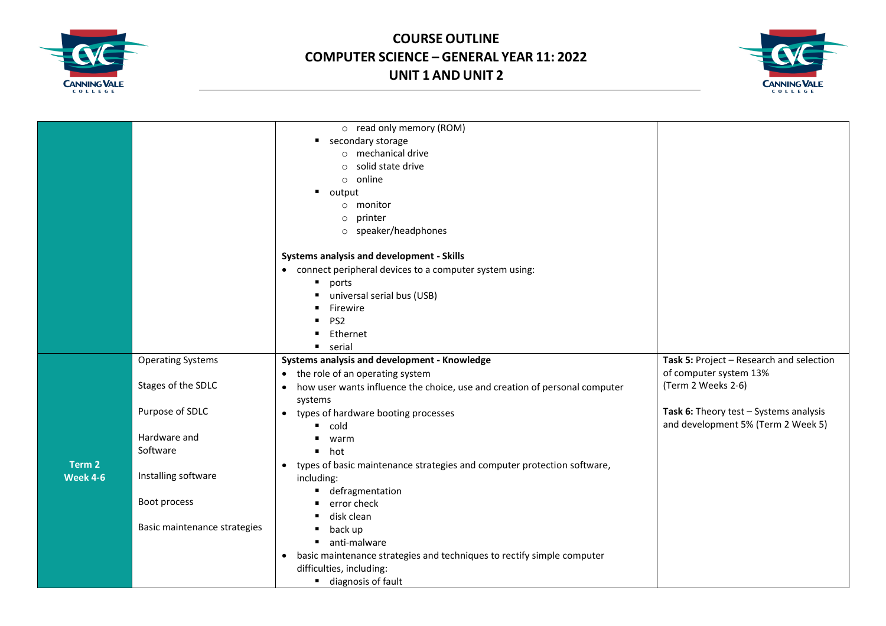# COURSE OUTLINE
# COMPUTER SCIENCE – GENERAL YEAR 11: 2022
# UNIT 1 AND UNIT 2

| | | | |
|---|---|---|---|
| | | ○ read only memory (ROM)<br>▪ secondary storage<br>○ mechanical drive<br>○ solid state drive<br>○ online<br>▪ output<br>○ monitor<br>○ printer<br>○ speaker/headphones<br><br>**Systems analysis and development - Skills**<br>• connect peripheral devices to a computer system using:<br>▪ ports<br>▪ universal serial bus (USB)<br>▪ Firewire<br>▪ PS2<br>▪ Ethernet<br>▪ serial | |
| **Term 2 Week 4-6** | Operating Systems<br><br>Stages of the SDLC<br><br>Purpose of SDLC<br><br>Hardware and Software<br><br>Installing software<br><br>Boot process<br><br>Basic maintenance strategies | **Systems analysis and development - Knowledge**<br>• the role of an operating system<br>• how user wants influence the choice, use and creation of personal computer systems<br>• types of hardware booting processes<br>▪ cold<br>▪ warm<br>▪ hot<br>• types of basic maintenance strategies and computer protection software, including:<br>▪ defragmentation<br>▪ error check<br>▪ disk clean<br>▪ back up<br>▪ anti-malware<br>• basic maintenance strategies and techniques to rectify simple computer difficulties, including:<br>▪ diagnosis of fault | **Task 5:** Project – Research and selection of computer system 13% (Term 2 Weeks 2-6)<br><br>**Task 6:** Theory test – Systems analysis and development 5% (Term 2 Week 5) |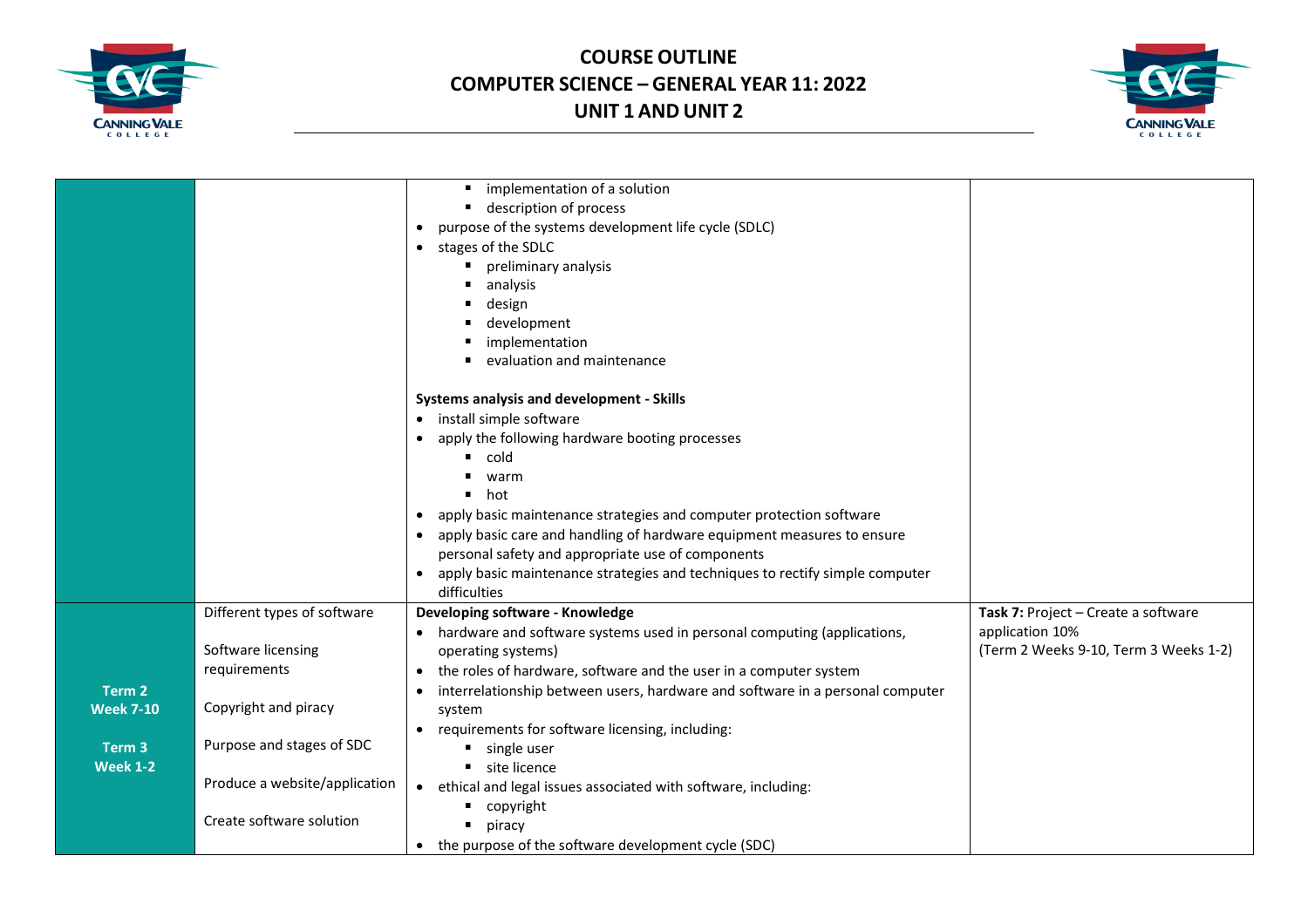# COURSE OUTLINE
# COMPUTER SCIENCE – GENERAL YEAR 11: 2022
# UNIT 1 AND UNIT 2

| | | | |
|---|---|---|---|
| | | ▪ implementation of a solution<br>▪ description of process<br>• purpose of the systems development life cycle (SDLC)<br>• stages of the SDLC<br>▪ preliminary analysis<br>▪ analysis<br>▪ design<br>▪ development<br>▪ implementation<br>▪ evaluation and maintenance<br><br>**Systems analysis and development - Skills**<br>• install simple software<br>• apply the following hardware booting processes<br>▪ cold<br>▪ warm<br>▪ hot<br>• apply basic maintenance strategies and computer protection software<br>• apply basic care and handling of hardware equipment measures to ensure personal safety and appropriate use of components<br>• apply basic maintenance strategies and techniques to rectify simple computer difficulties | |
| **Term 2 Week 7-10**<br><br>**Term 3 Week 1-2** | Different types of software<br><br>Software licensing requirements<br><br>Copyright and piracy<br><br>Purpose and stages of SDC<br><br>Produce a website/application<br><br>Create software solution | **Developing software - Knowledge**<br>• hardware and software systems used in personal computing (applications, operating systems)<br>• the roles of hardware, software and the user in a computer system<br>• interrelationship between users, hardware and software in a personal computer system<br>• requirements for software licensing, including:<br>▪ single user<br>▪ site licence<br>• ethical and legal issues associated with software, including:<br>▪ copyright<br>▪ piracy<br>• the purpose of the software development cycle (SDC) | **Task 7:** Project – Create a software application 10%<br>(Term 2 Weeks 9-10, Term 3 Weeks 1-2) |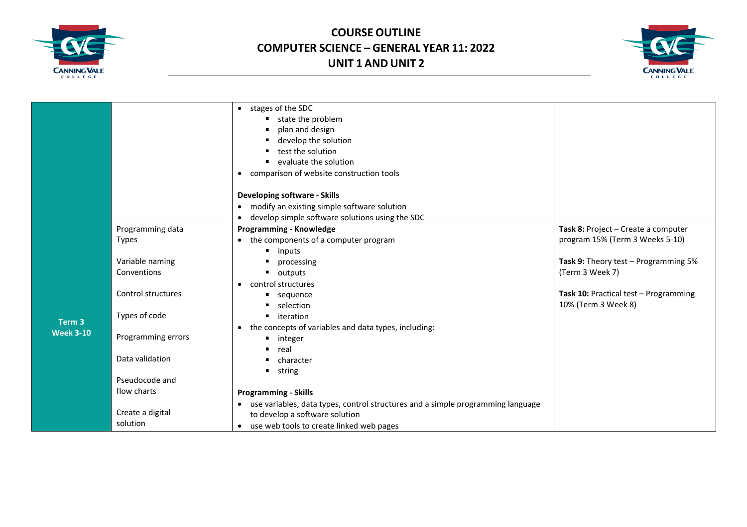# COURSE OUTLINE
# COMPUTER SCIENCE – GENERAL YEAR 11: 2022
# UNIT 1 AND UNIT 2

| | | | |
|---|---|---|---|
| | | • stages of the SDC<br>  ▪ state the problem<br>  ▪ plan and design<br>  ▪ develop the solution<br>  ▪ test the solution<br>  ▪ evaluate the solution<br>• comparison of website construction tools<br><br>**Developing software - Skills**<br>• modify an existing simple software solution<br>• develop simple software solutions using the SDC | |
| **Term 3 Week 3-10** | Programming data Types<br><br>Variable naming Conventions<br><br>Control structures<br><br>Types of code<br><br>Programming errors<br><br>Data validation<br><br>Pseudocode and flow charts<br><br>Create a digital solution | **Programming - Knowledge**<br>• the components of a computer program<br>  ▪ inputs<br>  ▪ processing<br>  ▪ outputs<br>• control structures<br>  ▪ sequence<br>  ▪ selection<br>  ▪ iteration<br>• the concepts of variables and data types, including:<br>  ▪ integer<br>  ▪ real<br>  ▪ character<br>  ▪ string<br><br>**Programming - Skills**<br>• use variables, data types, control structures and a simple programming language to develop a software solution<br>• use web tools to create linked web pages | **Task 8:** Project – Create a computer program 15% (Term 3 Weeks 5-10)<br><br>**Task 9:** Theory test – Programming 5% (Term 3 Week 7)<br><br>**Task 10:** Practical test – Programming 10% (Term 3 Week 8) |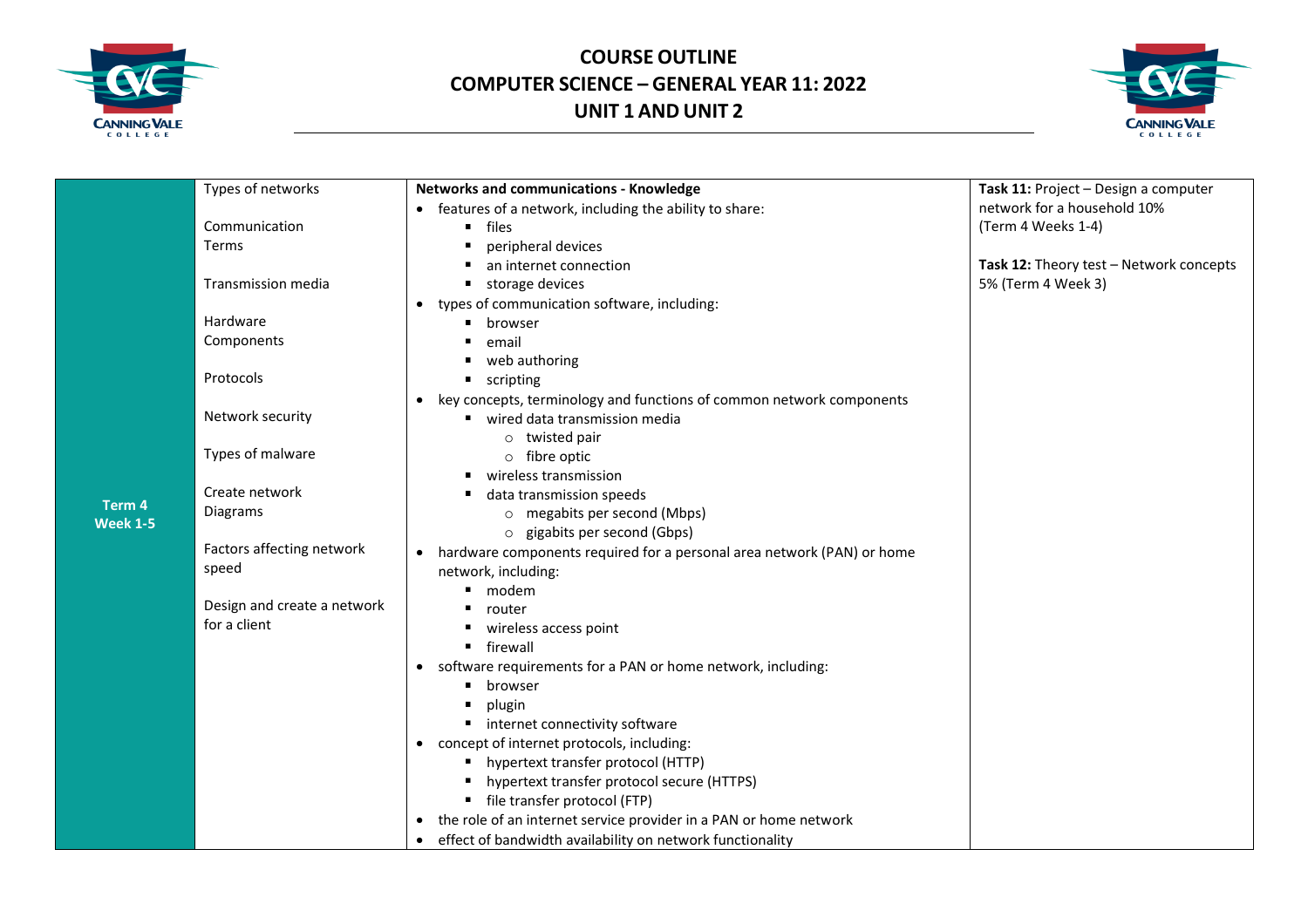# COURSE OUTLINE
# COMPUTER SCIENCE – GENERAL YEAR 11: 2022
# UNIT 1 AND UNIT 2

| | | | |
|---|---|---|---|
| **Term 4 Week 1-5** | Types of networks<br><br>Communication Terms<br><br>Transmission media<br><br>Hardware Components<br><br>Protocols<br><br>Network security<br><br>Types of malware<br><br>Create network Diagrams<br><br>Factors affecting network speed<br><br>Design and create a network for a client | **Networks and communications - Knowledge**<br>• features of a network, including the ability to share:<br>  ▪ files<br>  ▪ peripheral devices<br>  ▪ an internet connection<br>  ▪ storage devices<br>• types of communication software, including:<br>  ▪ browser<br>  ▪ email<br>  ▪ web authoring<br>  ▪ scripting<br>• key concepts, terminology and functions of common network components<br>  ▪ wired data transmission media<br>    ○ twisted pair<br>    ○ fibre optic<br>  ▪ wireless transmission<br>  ▪ data transmission speeds<br>    ○ megabits per second (Mbps)<br>    ○ gigabits per second (Gbps)<br>• hardware components required for a personal area network (PAN) or home network, including:<br>  ▪ modem<br>  ▪ router<br>  ▪ wireless access point<br>  ▪ firewall<br>• software requirements for a PAN or home network, including:<br>  ▪ browser<br>  ▪ plugin<br>  ▪ internet connectivity software<br>• concept of internet protocols, including:<br>  ▪ hypertext transfer protocol (HTTP)<br>  ▪ hypertext transfer protocol secure (HTTPS)<br>  ▪ file transfer protocol (FTP)<br>• the role of an internet service provider in a PAN or home network<br>• effect of bandwidth availability on network functionality | **Task 11:** Project – Design a computer network for a household 10% (Term 4 Weeks 1-4)<br><br>**Task 12:** Theory test – Network concepts 5% (Term 4 Week 3) |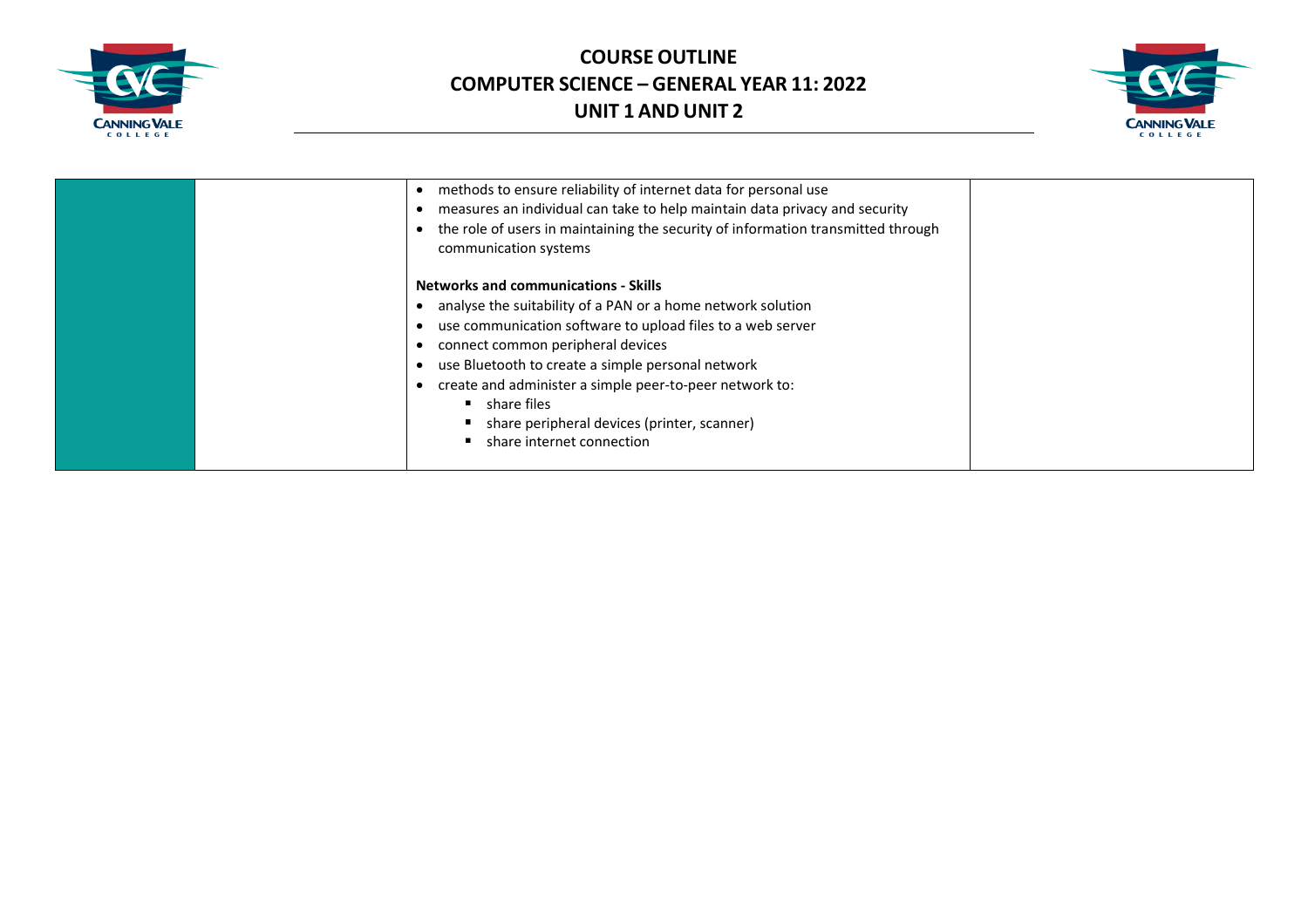| | | | |
|---|---|---|---|
| | | • methods to ensure reliability of internet data for personal use<br>• measures an individual can take to help maintain data privacy and security<br>• the role of users in maintaining the security of information transmitted through communication systems<br><br>**Networks and communications - Skills**<br>• analyse the suitability of a PAN or a home network solution<br>• use communication software to upload files to a web server<br>• connect common peripheral devices<br>• use Bluetooth to create a simple personal network<br>• create and administer a simple peer-to-peer network to:<br>&nbsp;&nbsp;▪ share files<br>&nbsp;&nbsp;▪ share peripheral devices (printer, scanner)<br>&nbsp;&nbsp;▪ share internet connection | |